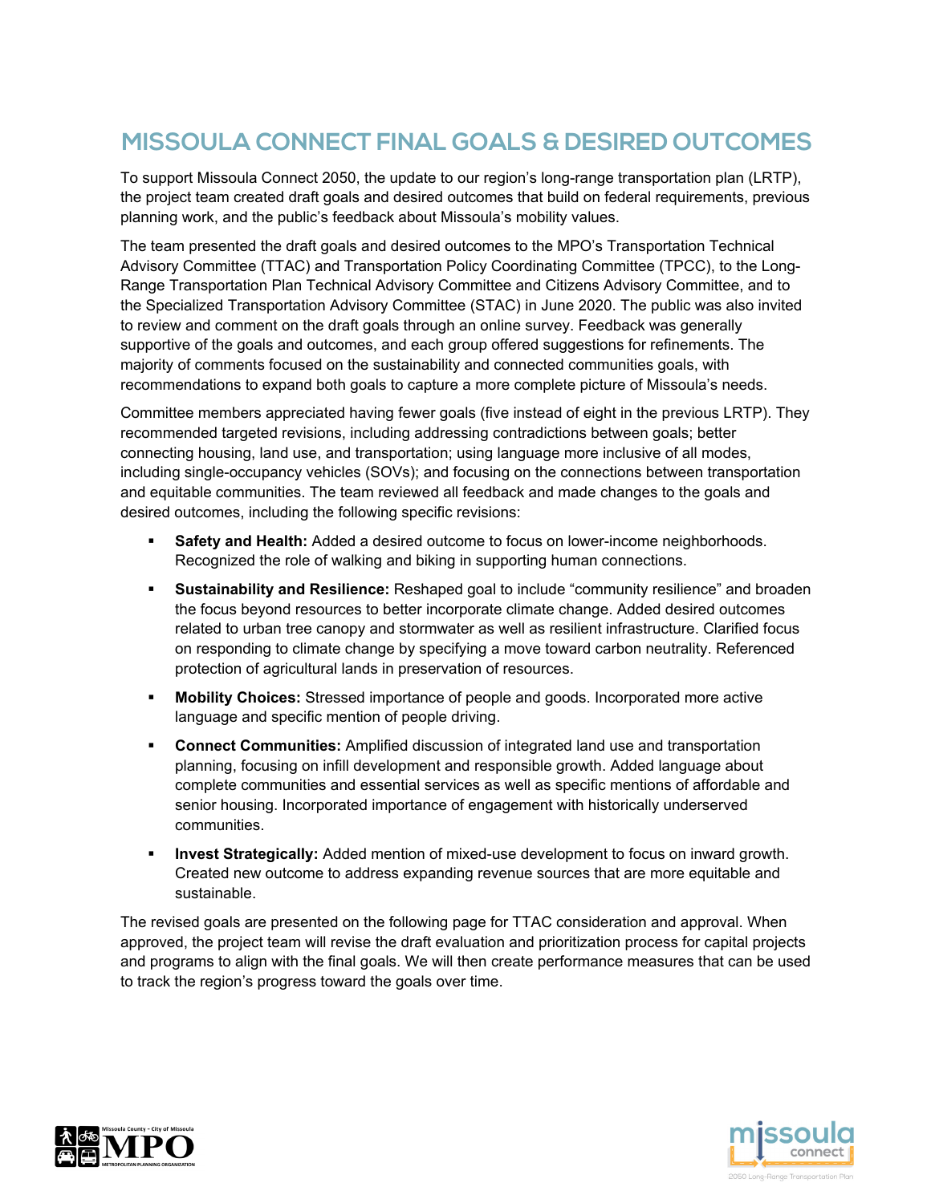# MISSOULA CONNECT FINAL GOALS & DESIRED OUTCOMES

To support Missoula Connect 2050, the update to our region's long-range transportation plan (LRTP), the project team created draft goals and desired outcomes that build on federal requirements, previous planning work, and the public's feedback about Missoula's mobility values.

The team presented the draft goals and desired outcomes to the MPO's Transportation Technical Advisory Committee (TTAC) and Transportation Policy Coordinating Committee (TPCC), to the Long-Range Transportation Plan Technical Advisory Committee and Citizens Advisory Committee, and to the Specialized Transportation Advisory Committee (STAC) in June 2020. The public was also invited to review and comment on the draft goals through an online survey. Feedback was generally supportive of the goals and outcomes, and each group offered suggestions for refinements. The majority of comments focused on the sustainability and connected communities goals, with recommendations to expand both goals to capture a more complete picture of Missoula's needs.

Committee members appreciated having fewer goals (five instead of eight in the previous LRTP). They recommended targeted revisions, including addressing contradictions between goals; better connecting housing, land use, and transportation; using language more inclusive of all modes, including single-occupancy vehicles (SOVs); and focusing on the connections between transportation and equitable communities. The team reviewed all feedback and made changes to the goals and desired outcomes, including the following specific revisions:

- **Safety and Health:** Added a desired outcome to focus on lower-income neighborhoods. Recognized the role of walking and biking in supporting human connections.
- **Sustainability and Resilience:** Reshaped goal to include "community resilience" and broaden the focus beyond resources to better incorporate climate change. Added desired outcomes related to urban tree canopy and stormwater as well as resilient infrastructure. Clarified focus on responding to climate change by specifying a move toward carbon neutrality. Referenced protection of agricultural lands in preservation of resources.
- **Mobility Choices:** Stressed importance of people and goods. Incorporated more active language and specific mention of people driving.
- **Connect Communities:** Amplified discussion of integrated land use and transportation planning, focusing on infill development and responsible growth. Added language about complete communities and essential services as well as specific mentions of affordable and senior housing. Incorporated importance of engagement with historically underserved communities.
- **Invest Strategically:** Added mention of mixed-use development to focus on inward growth. Created new outcome to address expanding revenue sources that are more equitable and sustainable.

The revised goals are presented on the following page for TTAC consideration and approval. When approved, the project team will revise the draft evaluation and prioritization process for capital projects and programs to align with the final goals. We will then create performance measures that can be used to track the region's progress toward the goals over time.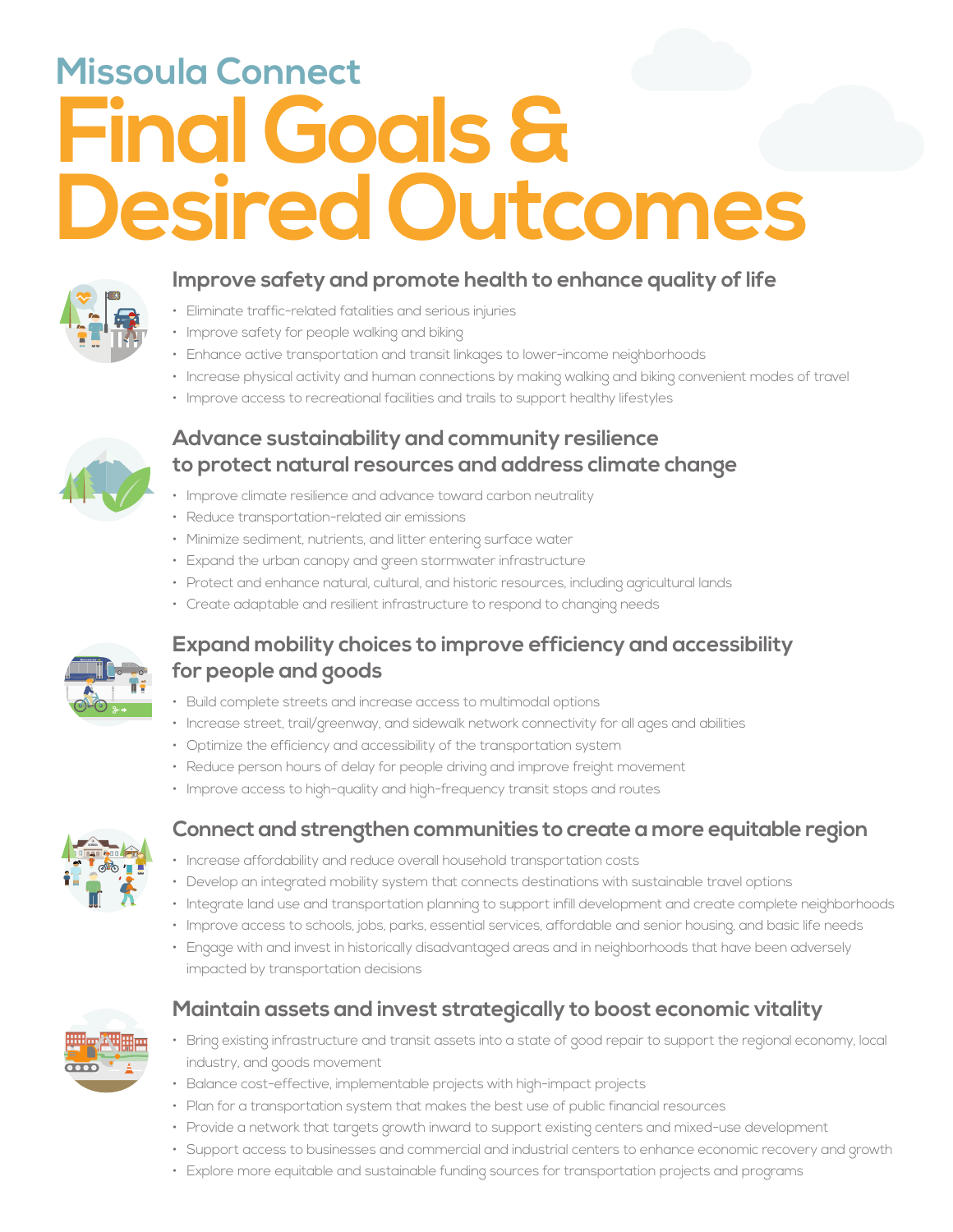# Missoula Connect

# Final Goals & Desired Outcomes

## Improve safety and promote health to enhance quality of life

- Eliminate traffic-related fatalities and serious injuries
- Improve safety for people walking and biking
- Enhance active transportation and transit linkages to lower-income neighborhoods
- Increase physical activity and human connections by making walking and biking convenient modes of travel
- Improve access to recreational facilities and trails to support healthy lifestyles

## Advance sustainability and community resilience to protect natural resources and address climate change

- Improve climate resilience and advance toward carbon neutrality
- Reduce transportation-related air emissions
- Minimize sediment, nutrients, and litter entering surface water
- Expand the urban canopy and green stormwater infrastructure
- Protect and enhance natural, cultural, and historic resources, including agricultural lands
- Create adaptable and resilient infrastructure to respond to changing needs

## Expand mobility choices to improve efficiency and accessibility for people and goods

- Build complete streets and increase access to multimodal options
- Increase street, trail/greenway, and sidewalk network connectivity for all ages and abilities
- Optimize the efficiency and accessibility of the transportation system
- Reduce person hours of delay for people driving and improve freight movement
- Improve access to high-quality and high-frequency transit stops and routes

## Connect and strengthen communities to create a more equitable region

- Increase affordability and reduce overall household transportation costs
- Develop an integrated mobility system that connects destinations with sustainable travel options
- Integrate land use and transportation planning to support infill development and create complete neighborhoods
- Improve access to schools, jobs, parks, essential services, affordable and senior housing, and basic life needs
- Engage with and invest in historically disadvantaged areas and in neighborhoods that have been adversely impacted by transportation decisions

## Maintain assets and invest strategically to boost economic vitality

- Bring existing infrastructure and transit assets into a state of good repair to support the regional economy, local industry, and goods movement
- Balance cost-effective, implementable projects with high-impact projects
- Plan for a transportation system that makes the best use of public financial resources
- Provide a network that targets growth inward to support existing centers and mixed-use development
- Support access to businesses and commercial and industrial centers to enhance economic recovery and growth
- Explore more equitable and sustainable funding sources for transportation projects and programs